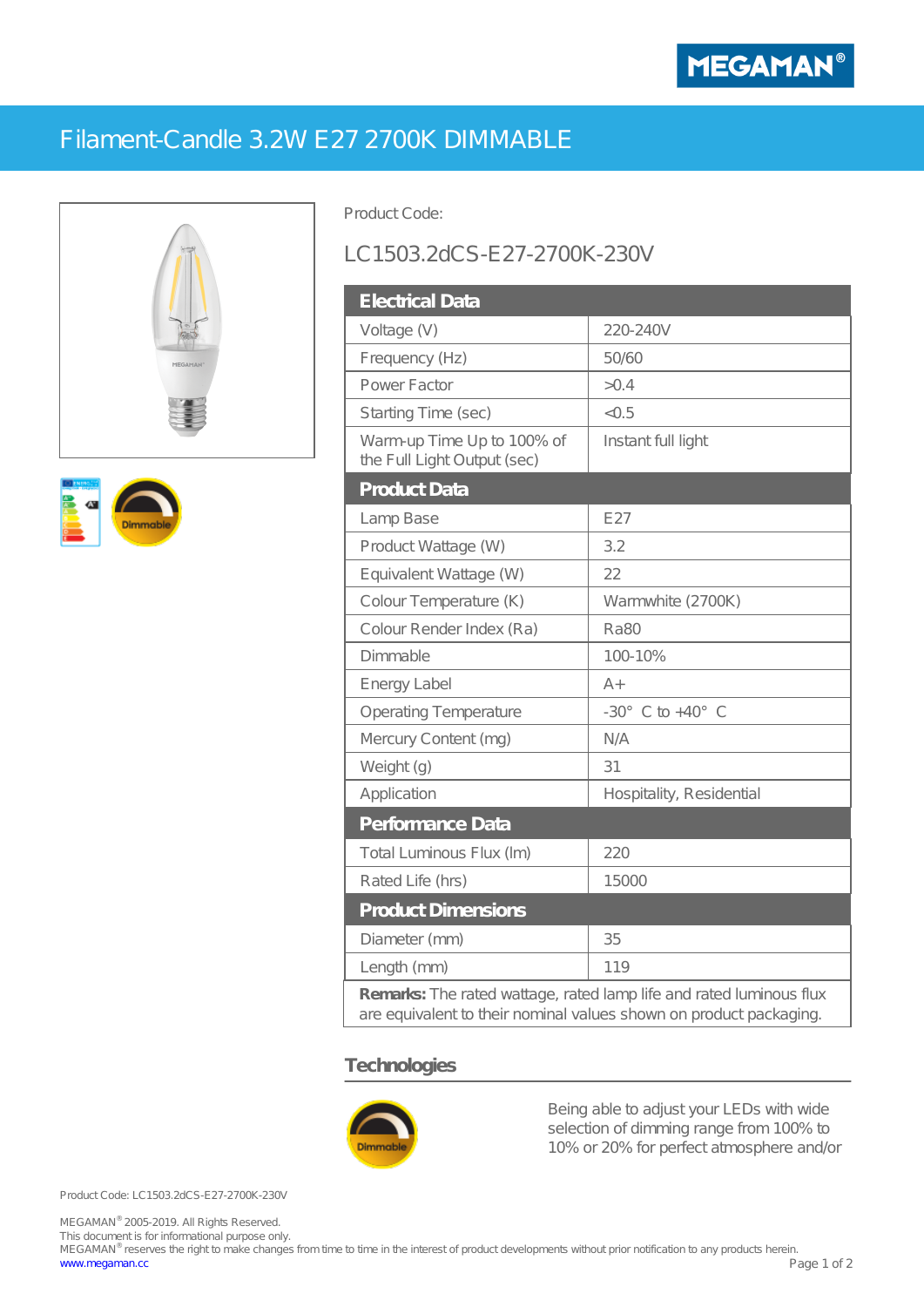MEGAMAN®

# Filament-Candle 3.2W E27 2700K DIMMABLE

Product Code:

## LC1503.2dCS-E27-2700K-230V

| Electrical Data | |
|---|---|
| Voltage (V) | 220-240V |
| Frequency (Hz) | 50/60 |
| Power Factor | >0.4 |
| Starting Time (sec) | <0.5 |
| Warm-up Time Up to 100% of the Full Light Output (sec) | Instant full light |
| **Product Data** | |
| Lamp Base | E27 |
| Product Wattage (W) | 3.2 |
| Equivalent Wattage (W) | 22 |
| Colour Temperature (K) | Warmwhite (2700K) |
| Colour Render Index (Ra) | Ra80 |
| Dimmable | 100-10% |
| Energy Label | A+ |
| Operating Temperature | -30° C to +40° C |
| Mercury Content (mg) | N/A |
| Weight (g) | 31 |
| Application | Hospitality, Residential |
| **Performance Data** | |
| Total Luminous Flux (lm) | 220 |
| Rated Life (hrs) | 15000 |
| **Product Dimensions** | |
| Diameter (mm) | 35 |
| Length (mm) | 119 |

**Remarks:** The rated wattage, rated lamp life and rated luminous flux are equivalent to their nominal values shown on product packaging.

## Technologies

Dimmable

Being able to adjust your LEDs with wide selection of dimming range from 100% to 10% or 20% for perfect atmosphere and/or

Product Code: LC1503.2dCS-E27-2700K-230V

MEGAMAN® 2005-2019. All Rights Reserved.
This document is for informational purpose only.
MEGAMAN® reserves the right to make changes from time to time in the interest of product developments without prior notification to any products herein.
www.megaman.cc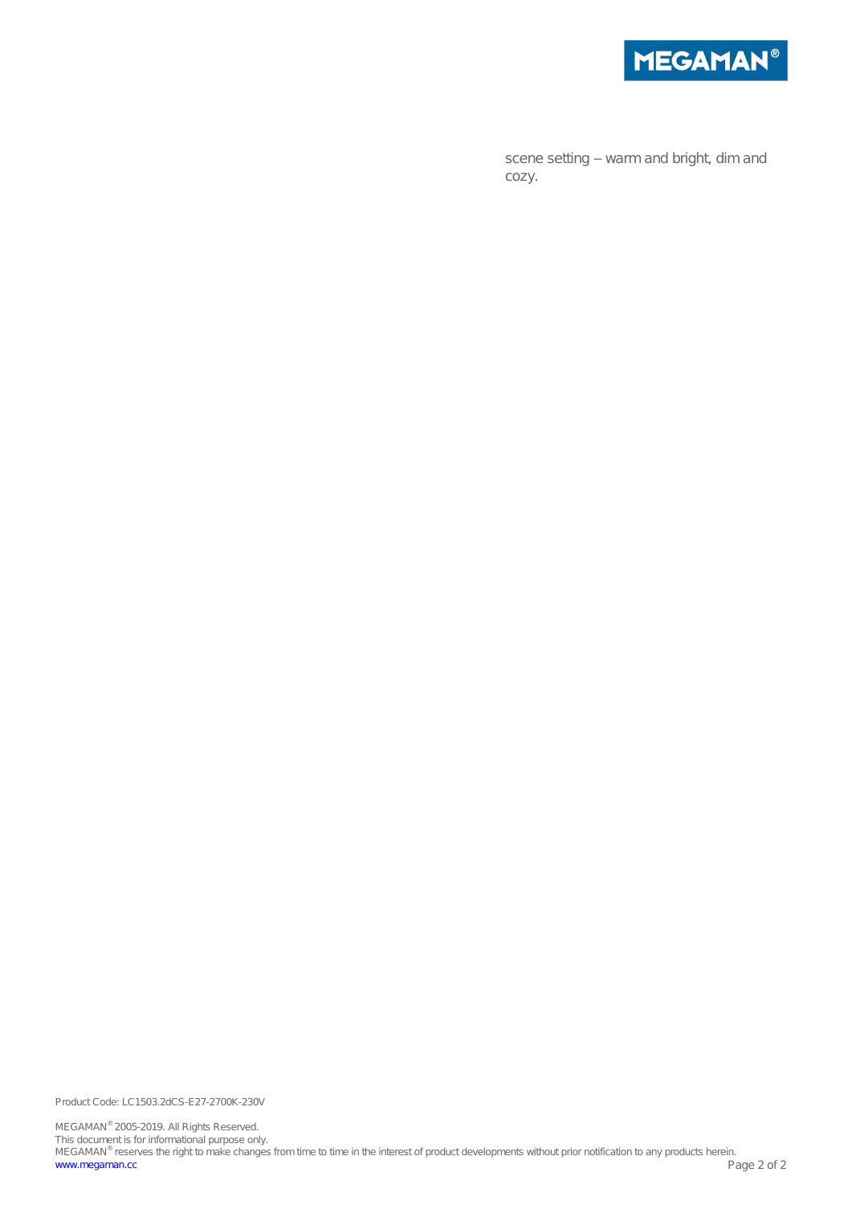scene setting – warm and bright, dim and cozy.